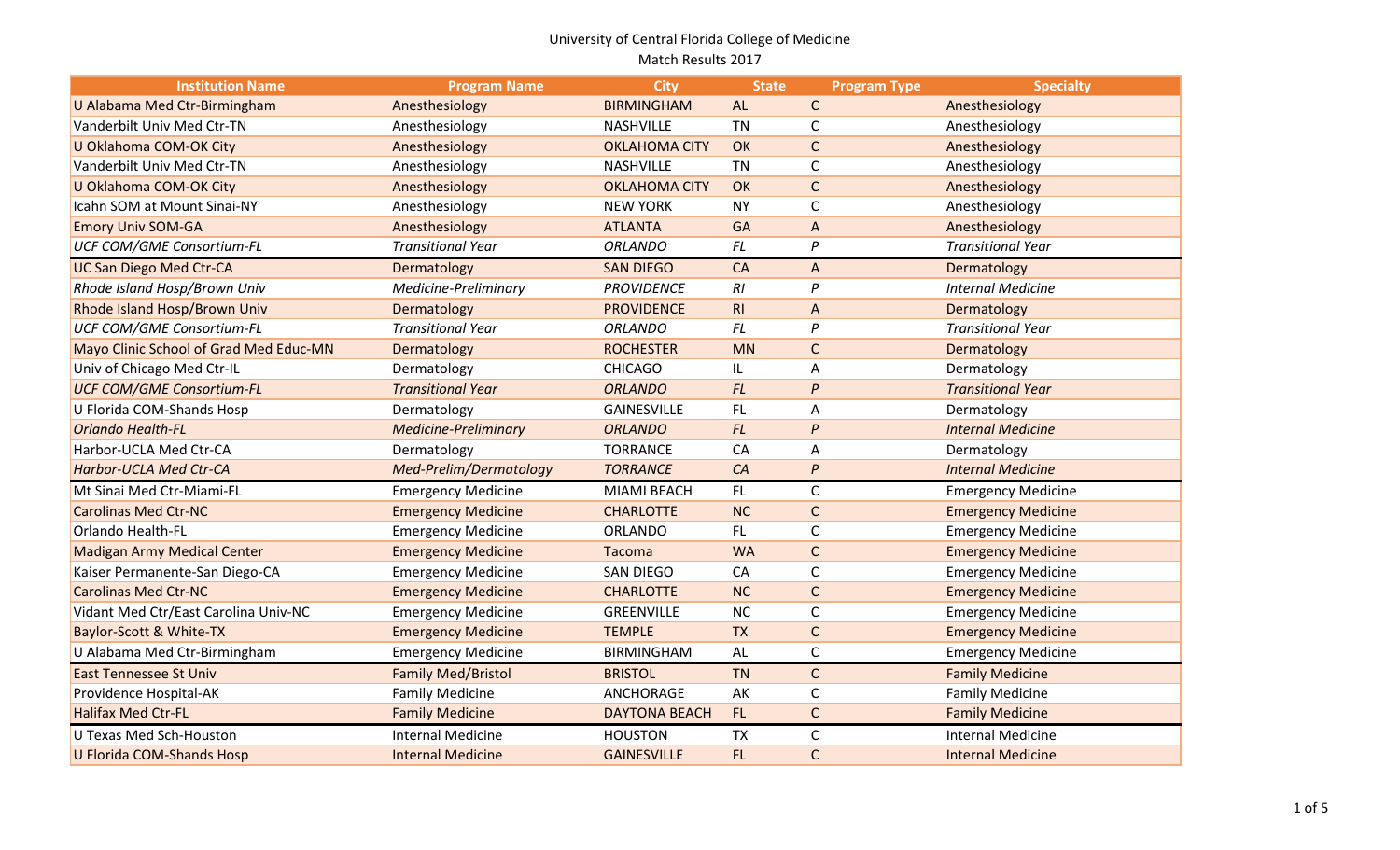University of Central Florida College of Medicine

Match Results 2017

| Institution Name | Program Name | City | State | Program Type | Specialty |
|---|---|---|---|---|---|
| U Alabama Med Ctr-Birmingham | Anesthesiology | BIRMINGHAM | AL | C | Anesthesiology |
| Vanderbilt Univ Med Ctr-TN | Anesthesiology | NASHVILLE | TN | C | Anesthesiology |
| U Oklahoma COM-OK City | Anesthesiology | OKLAHOMA CITY | OK | C | Anesthesiology |
| Vanderbilt Univ Med Ctr-TN | Anesthesiology | NASHVILLE | TN | C | Anesthesiology |
| U Oklahoma COM-OK City | Anesthesiology | OKLAHOMA CITY | OK | C | Anesthesiology |
| Icahn SOM at Mount Sinai-NY | Anesthesiology | NEW YORK | NY | C | Anesthesiology |
| Emory Univ SOM-GA | Anesthesiology | ATLANTA | GA | A | Anesthesiology |
| *UCF COM/GME Consortium-FL* | *Transitional Year* | *ORLANDO* | *FL* | *P* | *Transitional Year* |
| UC San Diego Med Ctr-CA | Dermatology | SAN DIEGO | CA | A | Dermatology |
| *Rhode Island Hosp/Brown Univ* | *Medicine-Preliminary* | *PROVIDENCE* | *RI* | *P* | *Internal Medicine* |
| Rhode Island Hosp/Brown Univ | Dermatology | PROVIDENCE | RI | A | Dermatology |
| *UCF COM/GME Consortium-FL* | *Transitional Year* | *ORLANDO* | *FL* | *P* | *Transitional Year* |
| Mayo Clinic School of Grad Med Educ-MN | Dermatology | ROCHESTER | MN | C | Dermatology |
| Univ of Chicago Med Ctr-IL | Dermatology | CHICAGO | IL | A | Dermatology |
| *UCF COM/GME Consortium-FL* | *Transitional Year* | *ORLANDO* | *FL* | *P* | *Transitional Year* |
| U Florida COM-Shands Hosp | Dermatology | GAINESVILLE | FL | A | Dermatology |
| *Orlando Health-FL* | *Medicine-Preliminary* | *ORLANDO* | *FL* | *P* | *Internal Medicine* |
| Harbor-UCLA Med Ctr-CA | Dermatology | TORRANCE | CA | A | Dermatology |
| *Harbor-UCLA Med Ctr-CA* | *Med-Prelim/Dermatology* | *TORRANCE* | *CA* | *P* | *Internal Medicine* |
| Mt Sinai Med Ctr-Miami-FL | Emergency Medicine | MIAMI BEACH | FL | C | Emergency Medicine |
| Carolinas Med Ctr-NC | Emergency Medicine | CHARLOTTE | NC | C | Emergency Medicine |
| Orlando Health-FL | Emergency Medicine | ORLANDO | FL | C | Emergency Medicine |
| Madigan Army Medical Center | Emergency Medicine | Tacoma | WA | C | Emergency Medicine |
| Kaiser Permanente-San Diego-CA | Emergency Medicine | SAN DIEGO | CA | C | Emergency Medicine |
| Carolinas Med Ctr-NC | Emergency Medicine | CHARLOTTE | NC | C | Emergency Medicine |
| Vidant Med Ctr/East Carolina Univ-NC | Emergency Medicine | GREENVILLE | NC | C | Emergency Medicine |
| Baylor-Scott & White-TX | Emergency Medicine | TEMPLE | TX | C | Emergency Medicine |
| U Alabama Med Ctr-Birmingham | Emergency Medicine | BIRMINGHAM | AL | C | Emergency Medicine |
| East Tennessee St Univ | Family Med/Bristol | BRISTOL | TN | C | Family Medicine |
| Providence Hospital-AK | Family Medicine | ANCHORAGE | AK | C | Family Medicine |
| Halifax Med Ctr-FL | Family Medicine | DAYTONA BEACH | FL | C | Family Medicine |
| U Texas Med Sch-Houston | Internal Medicine | HOUSTON | TX | C | Internal Medicine |
| U Florida COM-Shands Hosp | Internal Medicine | GAINESVILLE | FL | C | Internal Medicine |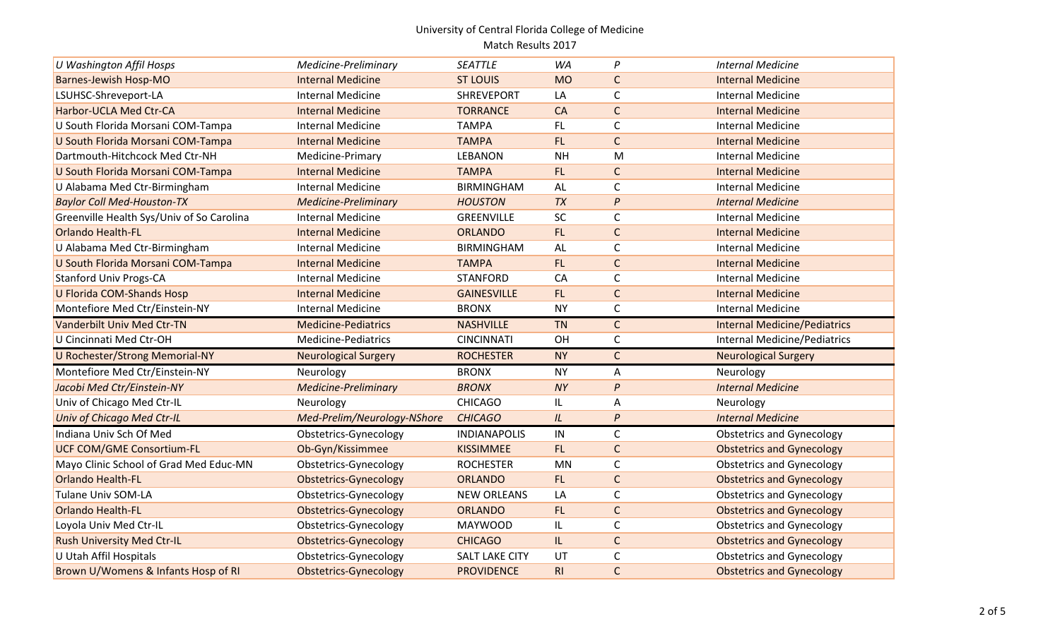# University of Central Florida College of Medicine

Match Results 2017

| | | | | | |
|---|---|---|---|---|---|
| *U Washington Affil Hosps* | *Medicine-Preliminary* | *SEATTLE* | *WA* | *P* | *Internal Medicine* |
| Barnes-Jewish Hosp-MO | Internal Medicine | ST LOUIS | MO | C | Internal Medicine |
| LSUHSC-Shreveport-LA | Internal Medicine | SHREVEPORT | LA | C | Internal Medicine |
| Harbor-UCLA Med Ctr-CA | Internal Medicine | TORRANCE | CA | C | Internal Medicine |
| U South Florida Morsani COM-Tampa | Internal Medicine | TAMPA | FL | C | Internal Medicine |
| U South Florida Morsani COM-Tampa | Internal Medicine | TAMPA | FL | C | Internal Medicine |
| Dartmouth-Hitchcock Med Ctr-NH | Medicine-Primary | LEBANON | NH | M | Internal Medicine |
| U South Florida Morsani COM-Tampa | Internal Medicine | TAMPA | FL | C | Internal Medicine |
| U Alabama Med Ctr-Birmingham | Internal Medicine | BIRMINGHAM | AL | C | Internal Medicine |
| *Baylor Coll Med-Houston-TX* | *Medicine-Preliminary* | *HOUSTON* | *TX* | *P* | *Internal Medicine* |
| Greenville Health Sys/Univ of So Carolina | Internal Medicine | GREENVILLE | SC | C | Internal Medicine |
| Orlando Health-FL | Internal Medicine | ORLANDO | FL | C | Internal Medicine |
| U Alabama Med Ctr-Birmingham | Internal Medicine | BIRMINGHAM | AL | C | Internal Medicine |
| U South Florida Morsani COM-Tampa | Internal Medicine | TAMPA | FL | C | Internal Medicine |
| Stanford Univ Progs-CA | Internal Medicine | STANFORD | CA | C | Internal Medicine |
| U Florida COM-Shands Hosp | Internal Medicine | GAINESVILLE | FL | C | Internal Medicine |
| Montefiore Med Ctr/Einstein-NY | Internal Medicine | BRONX | NY | C | Internal Medicine |
| Vanderbilt Univ Med Ctr-TN | Medicine-Pediatrics | NASHVILLE | TN | C | Internal Medicine/Pediatrics |
| U Cincinnati Med Ctr-OH | Medicine-Pediatrics | CINCINNATI | OH | C | Internal Medicine/Pediatrics |
| U Rochester/Strong Memorial-NY | Neurological Surgery | ROCHESTER | NY | C | Neurological Surgery |
| Montefiore Med Ctr/Einstein-NY | Neurology | BRONX | NY | A | Neurology |
| *Jacobi Med Ctr/Einstein-NY* | *Medicine-Preliminary* | *BRONX* | *NY* | *P* | *Internal Medicine* |
| Univ of Chicago Med Ctr-IL | Neurology | CHICAGO | IL | A | Neurology |
| *Univ of Chicago Med Ctr-IL* | *Med-Prelim/Neurology-NShore* | *CHICAGO* | *IL* | *P* | *Internal Medicine* |
| Indiana Univ Sch Of Med | Obstetrics-Gynecology | INDIANAPOLIS | IN | C | Obstetrics and Gynecology |
| UCF COM/GME Consortium-FL | Ob-Gyn/Kissimmee | KISSIMMEE | FL | C | Obstetrics and Gynecology |
| Mayo Clinic School of Grad Med Educ-MN | Obstetrics-Gynecology | ROCHESTER | MN | C | Obstetrics and Gynecology |
| Orlando Health-FL | Obstetrics-Gynecology | ORLANDO | FL | C | Obstetrics and Gynecology |
| Tulane Univ SOM-LA | Obstetrics-Gynecology | NEW ORLEANS | LA | C | Obstetrics and Gynecology |
| Orlando Health-FL | Obstetrics-Gynecology | ORLANDO | FL | C | Obstetrics and Gynecology |
| Loyola Univ Med Ctr-IL | Obstetrics-Gynecology | MAYWOOD | IL | C | Obstetrics and Gynecology |
| Rush University Med Ctr-IL | Obstetrics-Gynecology | CHICAGO | IL | C | Obstetrics and Gynecology |
| U Utah Affil Hospitals | Obstetrics-Gynecology | SALT LAKE CITY | UT | C | Obstetrics and Gynecology |
| Brown U/Womens & Infants Hosp of RI | Obstetrics-Gynecology | PROVIDENCE | RI | C | Obstetrics and Gynecology |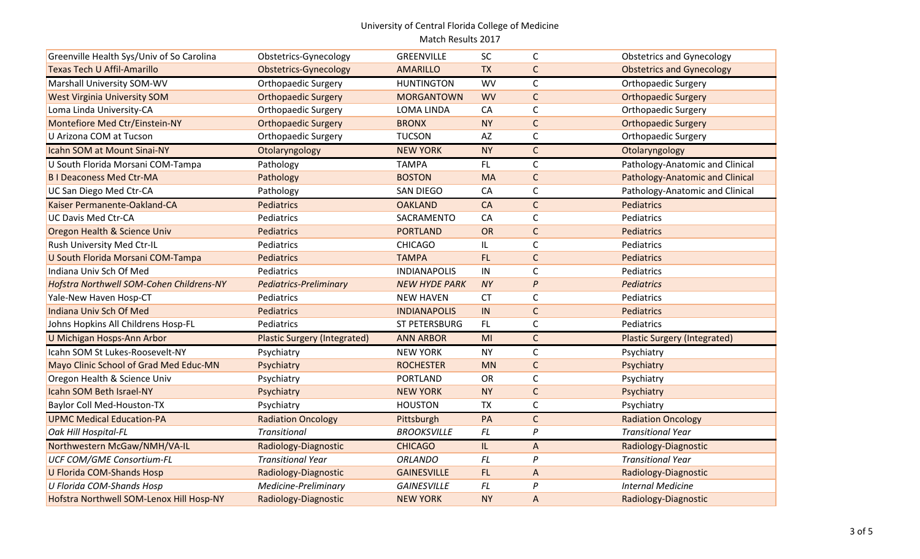University of Central Florida College of Medicine

Match Results 2017

| | | | | | |
|---|---|---|---|---|---|
| Greenville Health Sys/Univ of So Carolina | Obstetrics-Gynecology | GREENVILLE | SC | C | Obstetrics and Gynecology |
| Texas Tech U Affil-Amarillo | Obstetrics-Gynecology | AMARILLO | TX | C | Obstetrics and Gynecology |
| Marshall University SOM-WV | Orthopaedic Surgery | HUNTINGTON | WV | C | Orthopaedic Surgery |
| West Virginia University SOM | Orthopaedic Surgery | MORGANTOWN | WV | C | Orthopaedic Surgery |
| Loma Linda University-CA | Orthopaedic Surgery | LOMA LINDA | CA | C | Orthopaedic Surgery |
| Montefiore Med Ctr/Einstein-NY | Orthopaedic Surgery | BRONX | NY | C | Orthopaedic Surgery |
| U Arizona COM at Tucson | Orthopaedic Surgery | TUCSON | AZ | C | Orthopaedic Surgery |
| Icahn SOM at Mount Sinai-NY | Otolaryngology | NEW YORK | NY | C | Otolaryngology |
| U South Florida Morsani COM-Tampa | Pathology | TAMPA | FL | C | Pathology-Anatomic and Clinical |
| B I Deaconess Med Ctr-MA | Pathology | BOSTON | MA | C | Pathology-Anatomic and Clinical |
| UC San Diego Med Ctr-CA | Pathology | SAN DIEGO | CA | C | Pathology-Anatomic and Clinical |
| Kaiser Permanente-Oakland-CA | Pediatrics | OAKLAND | CA | C | Pediatrics |
| UC Davis Med Ctr-CA | Pediatrics | SACRAMENTO | CA | C | Pediatrics |
| Oregon Health & Science Univ | Pediatrics | PORTLAND | OR | C | Pediatrics |
| Rush University Med Ctr-IL | Pediatrics | CHICAGO | IL | C | Pediatrics |
| U South Florida Morsani COM-Tampa | Pediatrics | TAMPA | FL | C | Pediatrics |
| Indiana Univ Sch Of Med | Pediatrics | INDIANAPOLIS | IN | C | Pediatrics |
| *Hofstra Northwell SOM-Cohen Childrens-NY* | *Pediatrics-Preliminary* | *NEW HYDE PARK* | *NY* | *P* | *Pediatrics* |
| Yale-New Haven Hosp-CT | Pediatrics | NEW HAVEN | CT | C | Pediatrics |
| Indiana Univ Sch Of Med | Pediatrics | INDIANAPOLIS | IN | C | Pediatrics |
| Johns Hopkins All Childrens Hosp-FL | Pediatrics | ST PETERSBURG | FL | C | Pediatrics |
| U Michigan Hosps-Ann Arbor | Plastic Surgery (Integrated) | ANN ARBOR | MI | C | Plastic Surgery (Integrated) |
| Icahn SOM St Lukes-Roosevelt-NY | Psychiatry | NEW YORK | NY | C | Psychiatry |
| Mayo Clinic School of Grad Med Educ-MN | Psychiatry | ROCHESTER | MN | C | Psychiatry |
| Oregon Health & Science Univ | Psychiatry | PORTLAND | OR | C | Psychiatry |
| Icahn SOM Beth Israel-NY | Psychiatry | NEW YORK | NY | C | Psychiatry |
| Baylor Coll Med-Houston-TX | Psychiatry | HOUSTON | TX | C | Psychiatry |
| UPMC Medical Education-PA | Radiation Oncology | Pittsburgh | PA | C | Radiation Oncology |
| *Oak Hill Hospital-FL* | *Transitional* | *BROOKSVILLE* | *FL* | *P* | *Transitional Year* |
| Northwestern McGaw/NMH/VA-IL | Radiology-Diagnostic | CHICAGO | IL | A | Radiology-Diagnostic |
| *UCF COM/GME Consortium-FL* | *Transitional Year* | *ORLANDO* | *FL* | *P* | *Transitional Year* |
| U Florida COM-Shands Hosp | Radiology-Diagnostic | GAINESVILLE | FL | A | Radiology-Diagnostic |
| *U Florida COM-Shands Hosp* | *Medicine-Preliminary* | *GAINESVILLE* | *FL* | *P* | *Internal Medicine* |
| Hofstra Northwell SOM-Lenox Hill Hosp-NY | Radiology-Diagnostic | NEW YORK | NY | A | Radiology-Diagnostic |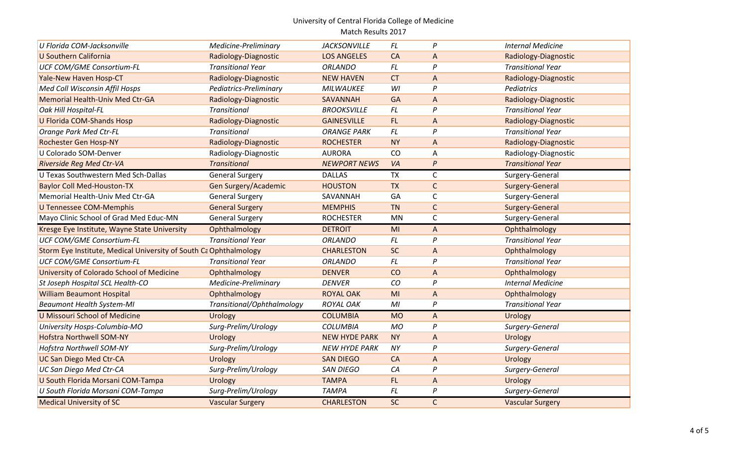# University of Central Florida College of Medicine

Match Results 2017

| | | | | | |
|---|---|---|---|---|---|
| *U Florida COM-Jacksonville* | *Medicine-Preliminary* | *JACKSONVILLE* | *FL* | *P* | *Internal Medicine* |
| U Southern California | Radiology-Diagnostic | LOS ANGELES | CA | A | Radiology-Diagnostic |
| *UCF COM/GME Consortium-FL* | *Transitional Year* | *ORLANDO* | *FL* | *P* | *Transitional Year* |
| Yale-New Haven Hosp-CT | Radiology-Diagnostic | NEW HAVEN | CT | A | Radiology-Diagnostic |
| *Med Coll Wisconsin Affil Hosps* | *Pediatrics-Preliminary* | *MILWAUKEE* | *WI* | *P* | *Pediatrics* |
| Memorial Health-Univ Med Ctr-GA | Radiology-Diagnostic | SAVANNAH | GA | A | Radiology-Diagnostic |
| *Oak Hill Hospital-FL* | *Transitional* | *BROOKSVILLE* | *FL* | *P* | *Transitional Year* |
| U Florida COM-Shands Hosp | Radiology-Diagnostic | GAINESVILLE | FL | A | Radiology-Diagnostic |
| *Orange Park Med Ctr-FL* | *Transitional* | *ORANGE PARK* | *FL* | *P* | *Transitional Year* |
| Rochester Gen Hosp-NY | Radiology-Diagnostic | ROCHESTER | NY | A | Radiology-Diagnostic |
| U Colorado SOM-Denver | Radiology-Diagnostic | AURORA | CO | A | Radiology-Diagnostic |
| *Riverside Reg Med Ctr-VA* | *Transitional* | *NEWPORT NEWS* | *VA* | *P* | *Transitional Year* |
| U Texas Southwestern Med Sch-Dallas | General Surgery | DALLAS | TX | C | Surgery-General |
| Baylor Coll Med-Houston-TX | Gen Surgery/Academic | HOUSTON | TX | C | Surgery-General |
| Memorial Health-Univ Med Ctr-GA | General Surgery | SAVANNAH | GA | C | Surgery-General |
| U Tennessee COM-Memphis | General Surgery | MEMPHIS | TN | C | Surgery-General |
| Mayo Clinic School of Grad Med Educ-MN | General Surgery | ROCHESTER | MN | C | Surgery-General |
| Kresge Eye Institute, Wayne State University | Ophthalmology | DETROIT | MI | A | Ophthalmology |
| *UCF COM/GME Consortium-FL* | *Transitional Year* | *ORLANDO* | *FL* | *P* | *Transitional Year* |
| Storm Eye Institute, Medical University of South Ca | Ophthalmology | CHARLESTON | SC | A | Ophthalmology |
| *UCF COM/GME Consortium-FL* | *Transitional Year* | *ORLANDO* | *FL* | *P* | *Transitional Year* |
| University of Colorado School of Medicine | Ophthalmology | DENVER | CO | A | Ophthalmology |
| *St Joseph Hospital SCL Health-CO* | *Medicine-Preliminary* | *DENVER* | *CO* | *P* | *Internal Medicine* |
| William Beaumont Hospital | Ophthalmology | ROYAL OAK | MI | A | Ophthalmology |
| *Beaumont Health System-MI* | *Transitional/Ophthalmology* | *ROYAL OAK* | *MI* | *P* | *Transitional Year* |
| U Missouri School of Medicine | Urology | COLUMBIA | MO | A | Urology |
| *University Hosps-Columbia-MO* | *Surg-Prelim/Urology* | *COLUMBIA* | *MO* | *P* | *Surgery-General* |
| Hofstra Northwell SOM-NY | Urology | NEW HYDE PARK | NY | A | Urology |
| *Hofstra Northwell SOM-NY* | *Surg-Prelim/Urology* | *NEW HYDE PARK* | *NY* | *P* | *Surgery-General* |
| UC San Diego Med Ctr-CA | Urology | SAN DIEGO | CA | A | Urology |
| *UC San Diego Med Ctr-CA* | *Surg-Prelim/Urology* | *SAN DIEGO* | *CA* | *P* | *Surgery-General* |
| U South Florida Morsani COM-Tampa | Urology | TAMPA | FL | A | Urology |
| *U South Florida Morsani COM-Tampa* | *Surg-Prelim/Urology* | *TAMPA* | *FL* | *P* | *Surgery-General* |
| Medical University of SC | Vascular Surgery | CHARLESTON | SC | C | Vascular Surgery |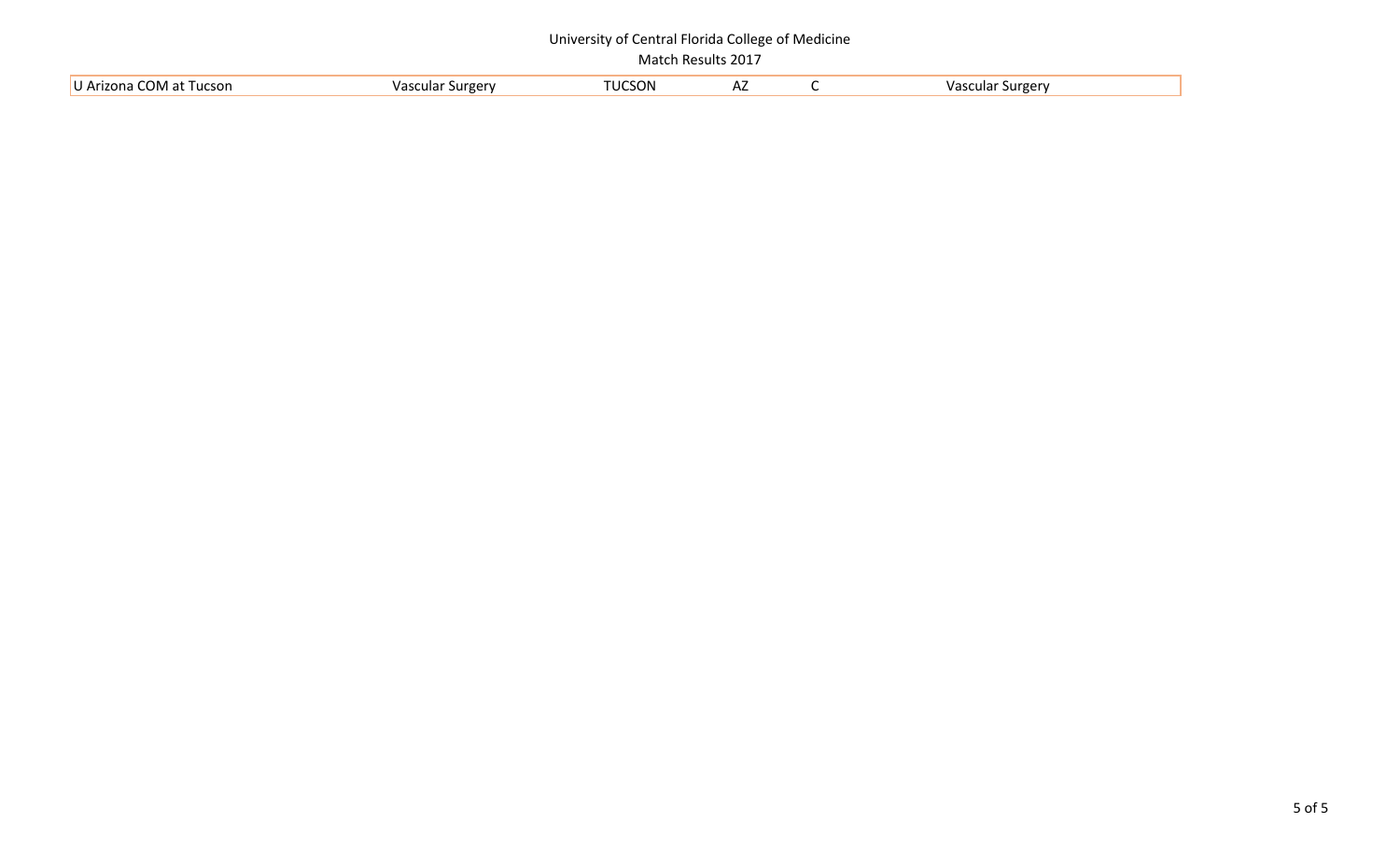University of Central Florida College of Medicine
Match Results 2017

| | | | | | |
|---|---|---|---|---|---|
| U Arizona COM at Tucson | Vascular Surgery | TUCSON | AZ | C | Vascular Surgery |